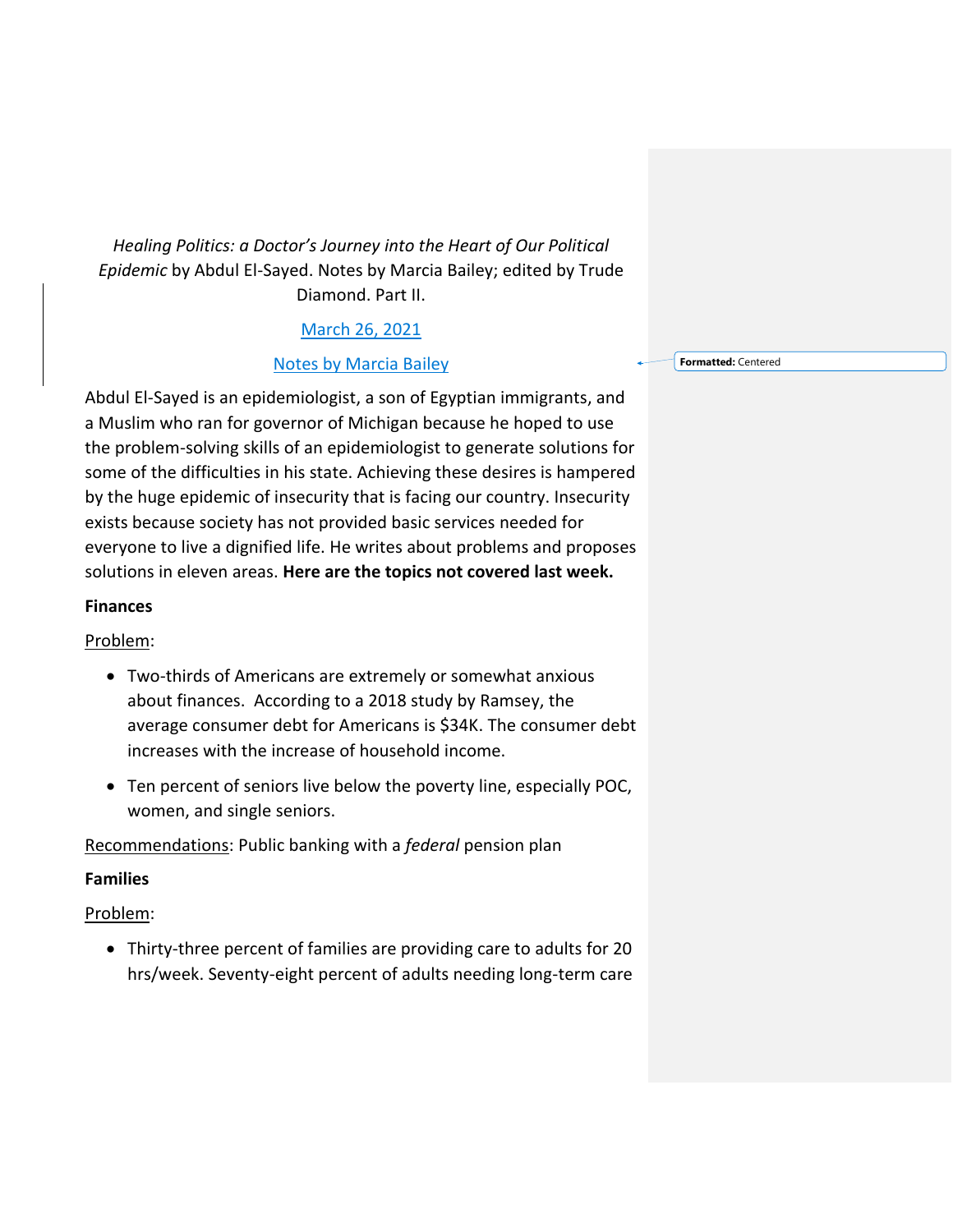*Healing Politics: a Doctor's Journey into the Heart of Our Political Epidemic* by Abdul El-Sayed. Notes by Marcia Bailey; edited by Trude Diamond. Part II.

March 26, 2021

Notes by Marcia Bailey

Abdul El-Sayed is an epidemiologist, a son of Egyptian immigrants, and a Muslim who ran for governor of Michigan because he hoped to use the problem-solving skills of an epidemiologist to generate solutions for some of the difficulties in his state. Achieving these desires is hampered by the huge epidemic of insecurity that is facing our country. Insecurity exists because society has not provided basic services needed for everyone to live a dignified life. He writes about problems and proposes solutions in eleven areas. **Here are the topics not covered last week.**

**Finances**

Problem:

- Two-thirds of Americans are extremely or somewhat anxious about finances. According to a 2018 study by Ramsey, the average consumer debt for Americans is $34K. The consumer debt increases with the increase of household income.
- Ten percent of seniors live below the poverty line, especially POC, women, and single seniors.

Recommendations: Public banking with a *federal* pension plan

**Families**

Problem:

- Thirty-three percent of families are providing care to adults for 20 hrs/week. Seventy-eight percent of adults needing long-term care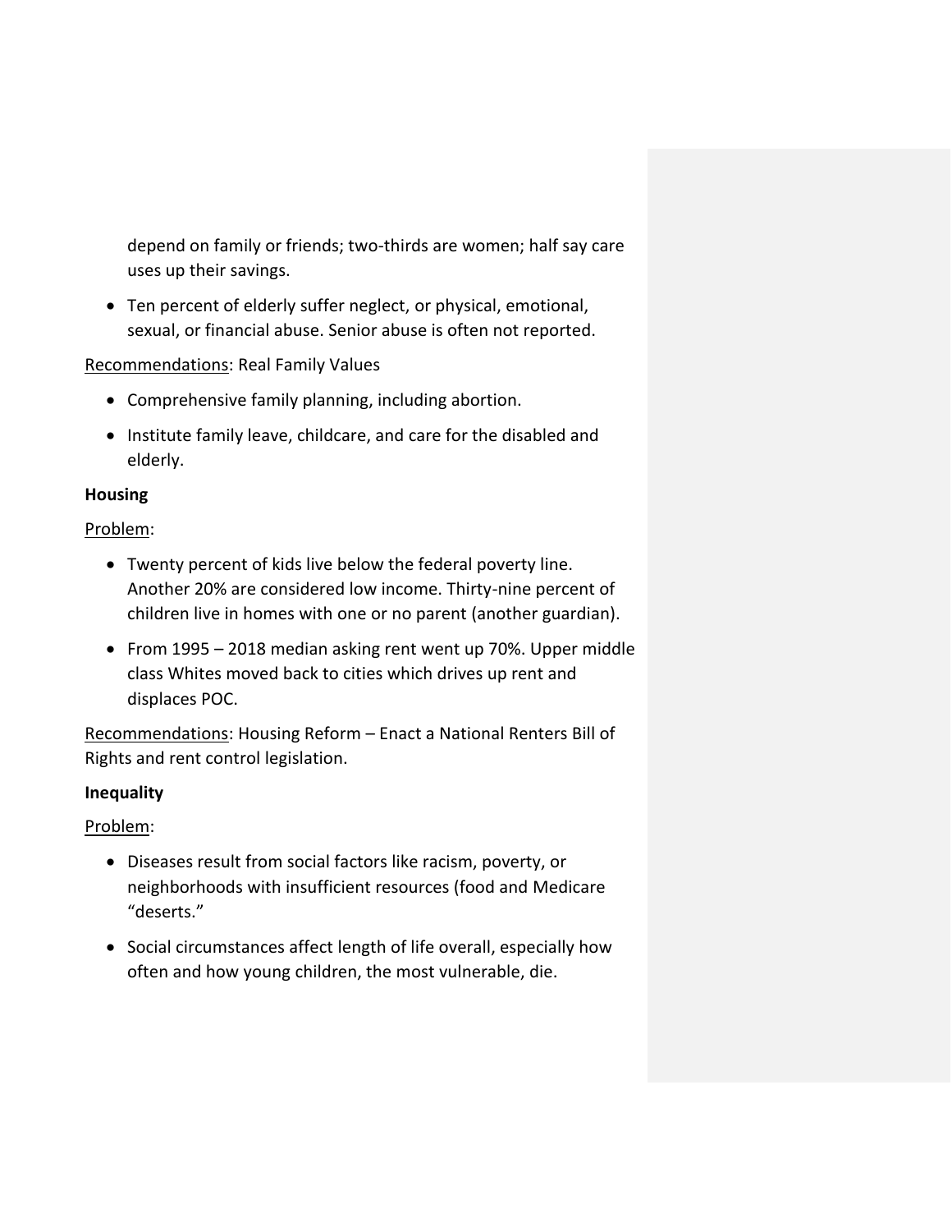depend on family or friends; two-thirds are women; half say care uses up their savings.

- Ten percent of elderly suffer neglect, or physical, emotional, sexual, or financial abuse. Senior abuse is often not reported.

Recommendations: Real Family Values

- Comprehensive family planning, including abortion.
- Institute family leave, childcare, and care for the disabled and elderly.

**Housing**

Problem:

- Twenty percent of kids live below the federal poverty line. Another 20% are considered low income. Thirty-nine percent of children live in homes with one or no parent (another guardian).
- From 1995 – 2018 median asking rent went up 70%. Upper middle class Whites moved back to cities which drives up rent and displaces POC.

Recommendations: Housing Reform – Enact a National Renters Bill of Rights and rent control legislation.

**Inequality**

Problem:

- Diseases result from social factors like racism, poverty, or neighborhoods with insufficient resources (food and Medicare "deserts."
- Social circumstances affect length of life overall, especially how often and how young children, the most vulnerable, die.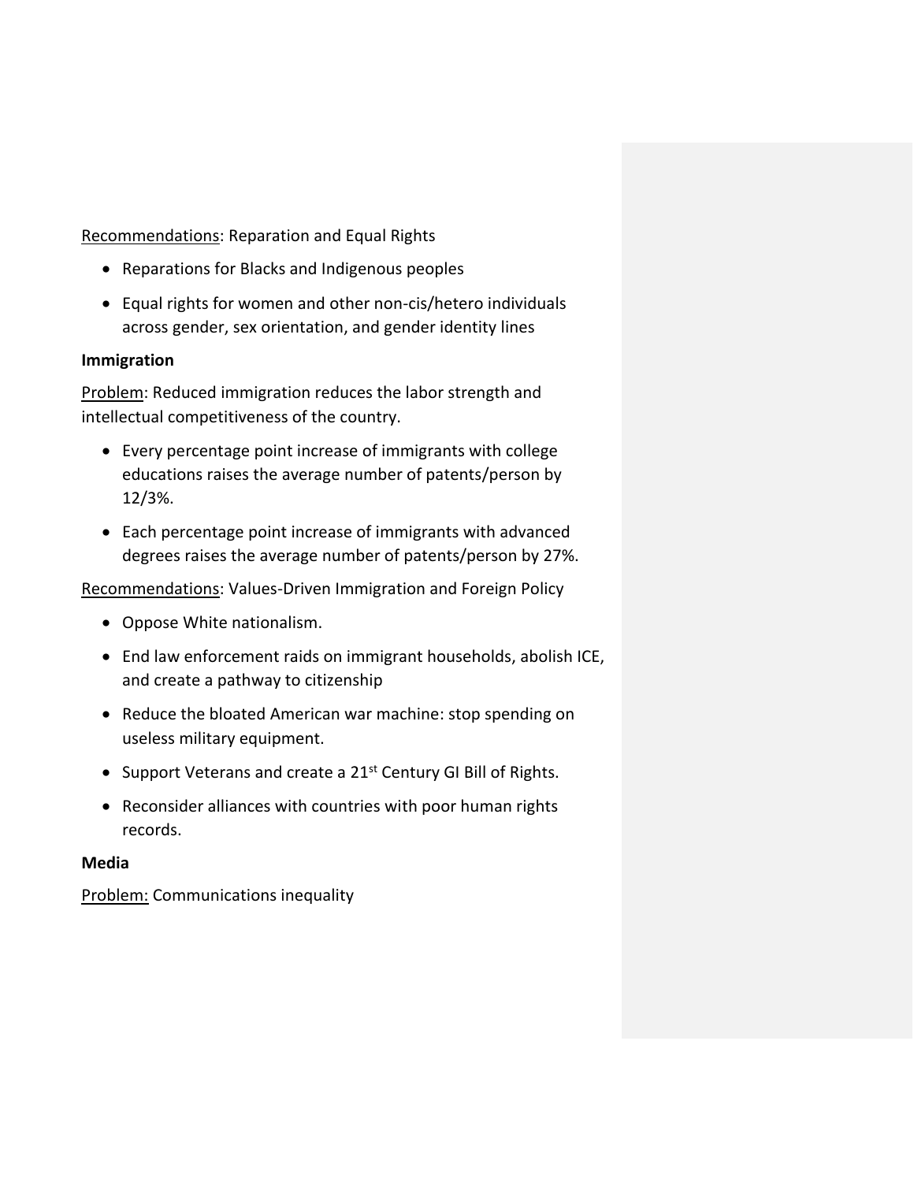Recommendations: Reparation and Equal Rights

- Reparations for Blacks and Indigenous peoples
- Equal rights for women and other non-cis/hetero individuals across gender, sex orientation, and gender identity lines

**Immigration**

Problem: Reduced immigration reduces the labor strength and intellectual competitiveness of the country.

- Every percentage point increase of immigrants with college educations raises the average number of patents/person by 12/3%.
- Each percentage point increase of immigrants with advanced degrees raises the average number of patents/person by 27%.

Recommendations: Values-Driven Immigration and Foreign Policy

- Oppose White nationalism.
- End law enforcement raids on immigrant households, abolish ICE, and create a pathway to citizenship
- Reduce the bloated American war machine: stop spending on useless military equipment.
- Support Veterans and create a 21st Century GI Bill of Rights.
- Reconsider alliances with countries with poor human rights records.

**Media**

Problem: Communications inequality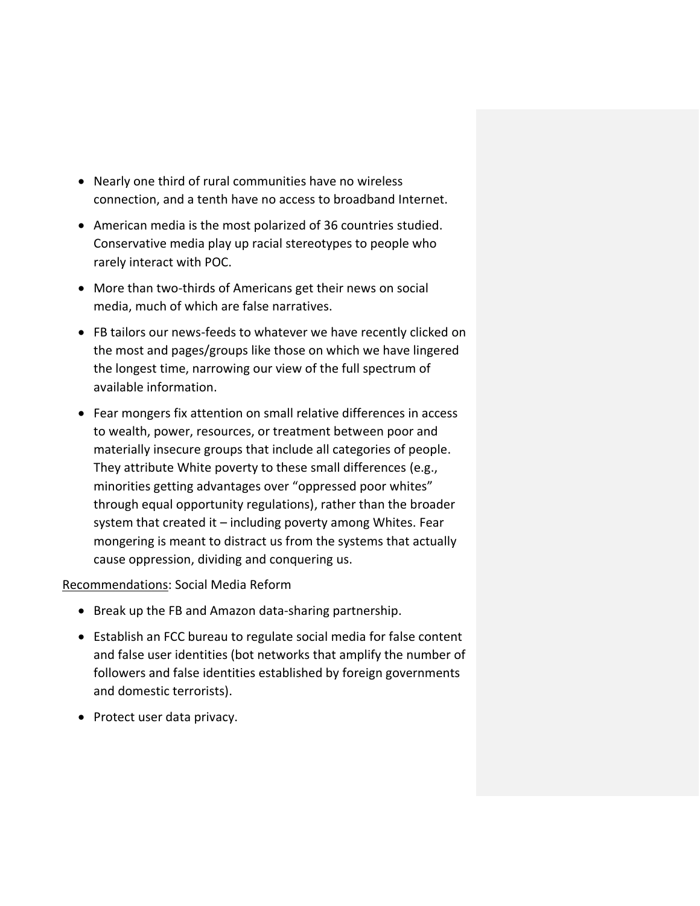- Nearly one third of rural communities have no wireless connection, and a tenth have no access to broadband Internet.
- American media is the most polarized of 36 countries studied. Conservative media play up racial stereotypes to people who rarely interact with POC.
- More than two-thirds of Americans get their news on social media, much of which are false narratives.
- FB tailors our news-feeds to whatever we have recently clicked on the most and pages/groups like those on which we have lingered the longest time, narrowing our view of the full spectrum of available information.
- Fear mongers fix attention on small relative differences in access to wealth, power, resources, or treatment between poor and materially insecure groups that include all categories of people. They attribute White poverty to these small differences (e.g., minorities getting advantages over "oppressed poor whites" through equal opportunity regulations), rather than the broader system that created it – including poverty among Whites. Fear mongering is meant to distract us from the systems that actually cause oppression, dividing and conquering us.

<u>Recommendations</u>: Social Media Reform

- Break up the FB and Amazon data-sharing partnership.
- Establish an FCC bureau to regulate social media for false content and false user identities (bot networks that amplify the number of followers and false identities established by foreign governments and domestic terrorists).
- Protect user data privacy.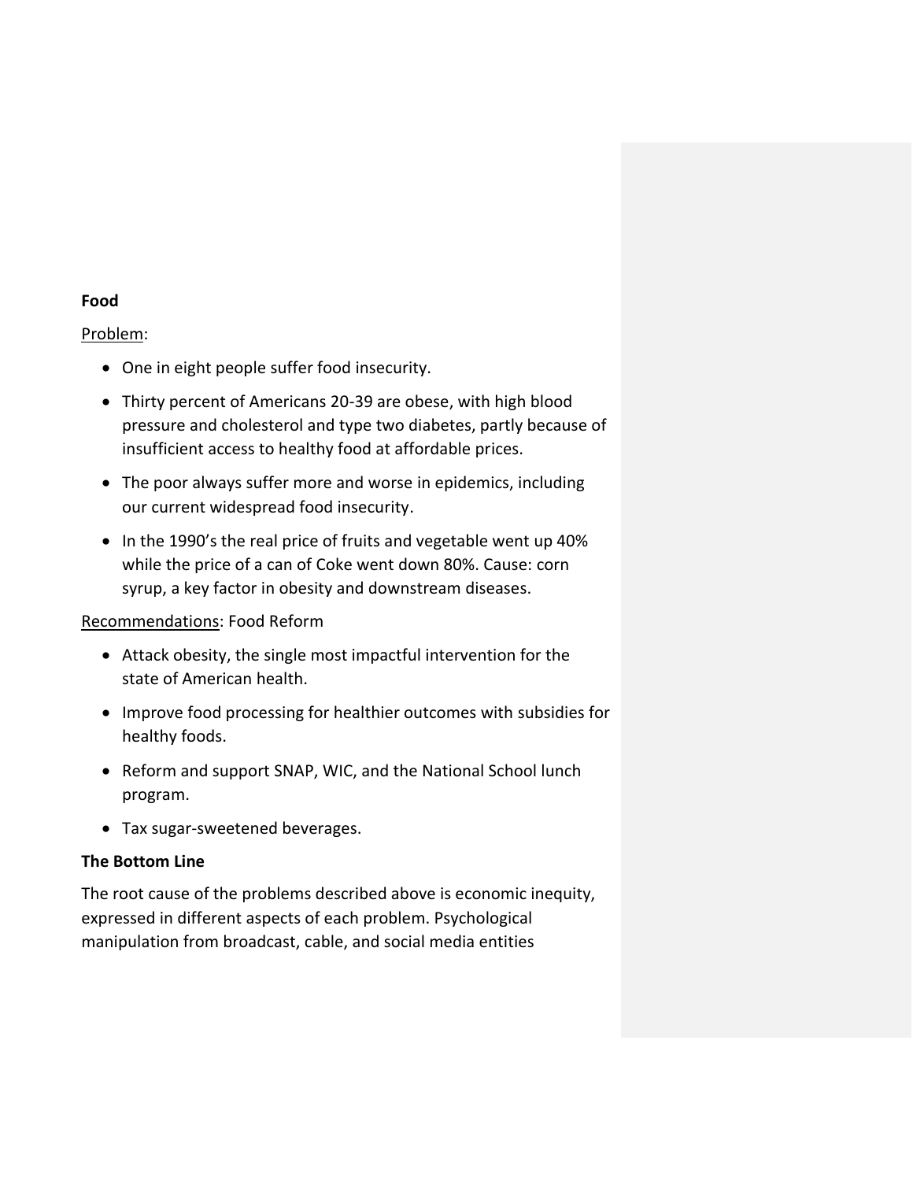**Food**

Problem:

- One in eight people suffer food insecurity.
- Thirty percent of Americans 20-39 are obese, with high blood pressure and cholesterol and type two diabetes, partly because of insufficient access to healthy food at affordable prices.
- The poor always suffer more and worse in epidemics, including our current widespread food insecurity.
- In the 1990's the real price of fruits and vegetable went up 40% while the price of a can of Coke went down 80%. Cause: corn syrup, a key factor in obesity and downstream diseases.

Recommendations: Food Reform

- Attack obesity, the single most impactful intervention for the state of American health.
- Improve food processing for healthier outcomes with subsidies for healthy foods.
- Reform and support SNAP, WIC, and the National School lunch program.
- Tax sugar-sweetened beverages.

**The Bottom Line**

The root cause of the problems described above is economic inequity, expressed in different aspects of each problem. Psychological manipulation from broadcast, cable, and social media entities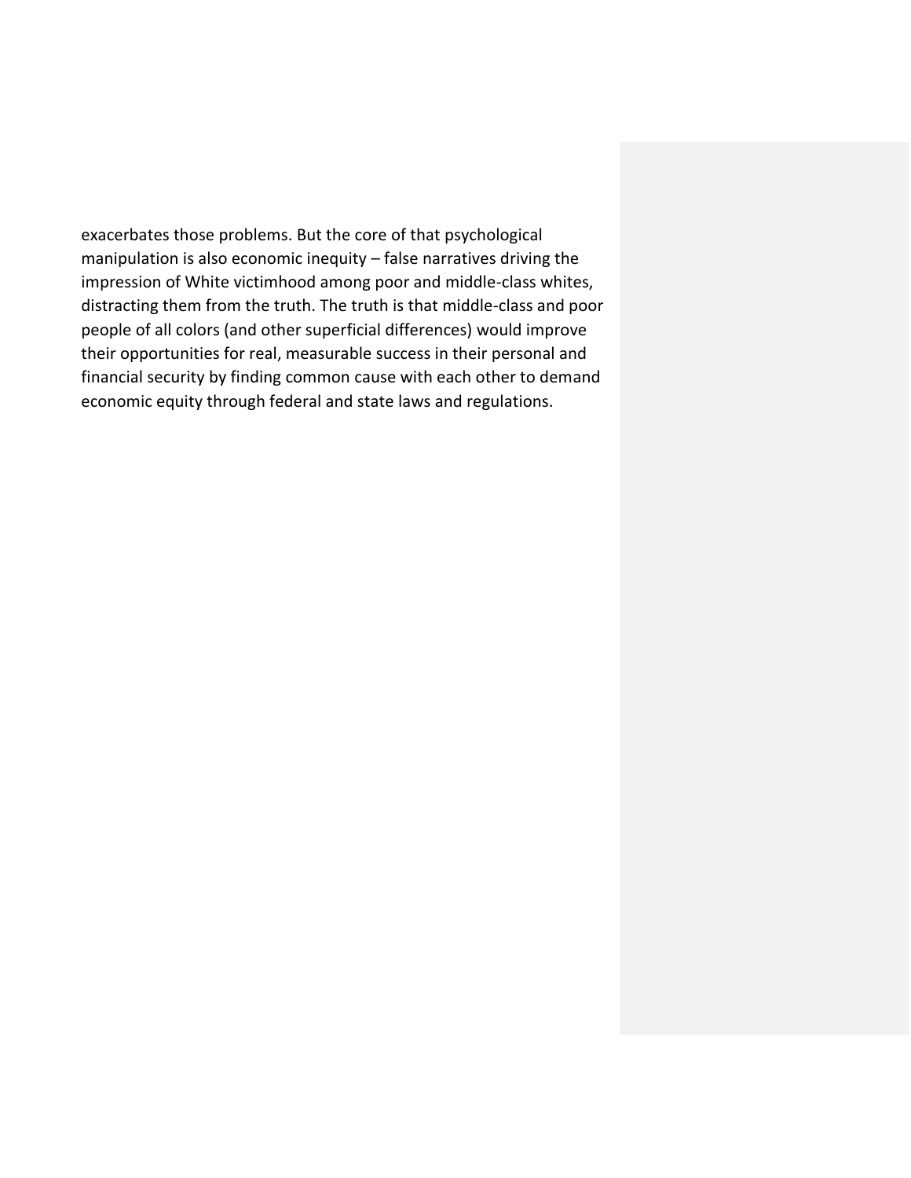exacerbates those problems. But the core of that psychological manipulation is also economic inequity – false narratives driving the impression of White victimhood among poor and middle-class whites, distracting them from the truth. The truth is that middle-class and poor people of all colors (and other superficial differences) would improve their opportunities for real, measurable success in their personal and financial security by finding common cause with each other to demand economic equity through federal and state laws and regulations.